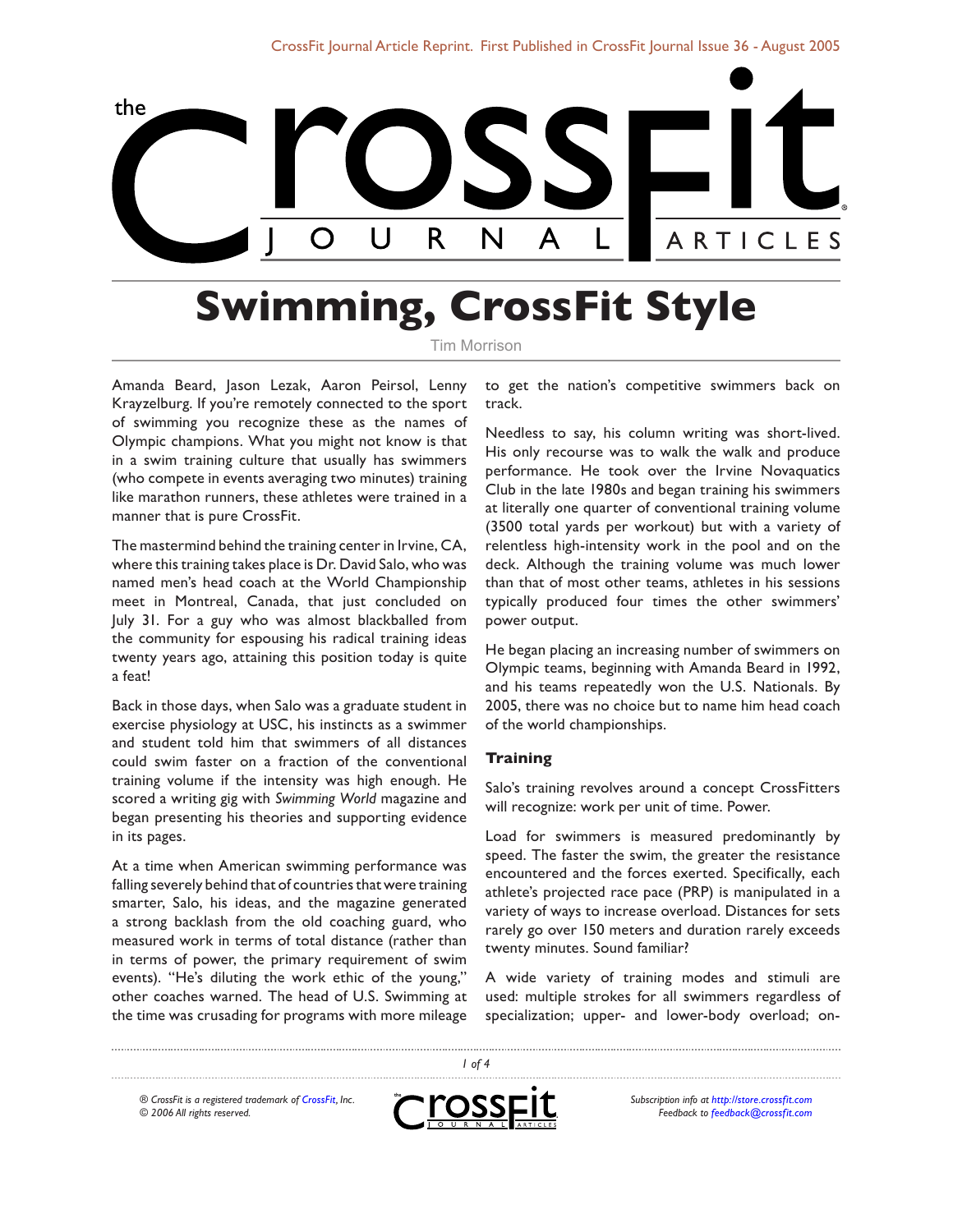# Swimming, CrossFit Style

Tim Morrison

Amanda Beard, Jason Lezak, Aaron Peirsol, Lenny Krayzelburg. If you're remotely connected to the sport of swimming you recognize these as the names of Olympic champions. What you might not know is that in a swim training culture that usually has swimmers (who compete in events averaging two minutes) training like marathon runners, these athletes were trained in a manner that is pure CrossFit.

The mastermind behind the training center in Irvine, CA, where this training takes place is Dr. David Salo, who was named men's head coach at the World Championship meet in Montreal, Canada, that just concluded on July 31. For a guy who was almost blackballed from the community for espousing his radical training ideas twenty years ago, attaining this position today is quite a feat!

Back in those days, when Salo was a graduate student in exercise physiology at USC, his instincts as a swimmer and student told him that swimmers of all distances could swim faster on a fraction of the conventional training volume if the intensity was high enough. He scored a writing gig with *Swimming World* magazine and began presenting his theories and supporting evidence in its pages.

At a time when American swimming performance was falling severely behind that of countries that were training smarter, Salo, his ideas, and the magazine generated a strong backlash from the old coaching guard, who measured work in terms of total distance (rather than in terms of power, the primary requirement of swim events). "He's diluting the work ethic of the young," other coaches warned. The head of U.S. Swimming at the time was crusading for programs with more mileage to get the nation's competitive swimmers back on track.

Needless to say, his column writing was short-lived. His only recourse was to walk the walk and produce performance. He took over the Irvine Novaquatics Club in the late 1980s and began training his swimmers at literally one quarter of conventional training volume (3500 total yards per workout) but with a variety of relentless high-intensity work in the pool and on the deck. Although the training volume was much lower than that of most other teams, athletes in his sessions typically produced four times the other swimmers' power output.

He began placing an increasing number of swimmers on Olympic teams, beginning with Amanda Beard in 1992, and his teams repeatedly won the U.S. Nationals. By 2005, there was no choice but to name him head coach of the world championships.

## Training

Salo's training revolves around a concept CrossFitters will recognize: work per unit of time. Power.

Load for swimmers is measured predominantly by speed. The faster the swim, the greater the resistance encountered and the forces exerted. Specifically, each athlete's projected race pace (PRP) is manipulated in a variety of ways to increase overload. Distances for sets rarely go over 150 meters and duration rarely exceeds twenty minutes. Sound familiar?

A wide variety of training modes and stimuli are used: multiple strokes for all swimmers regardless of specialization; upper- and lower-body overload; on-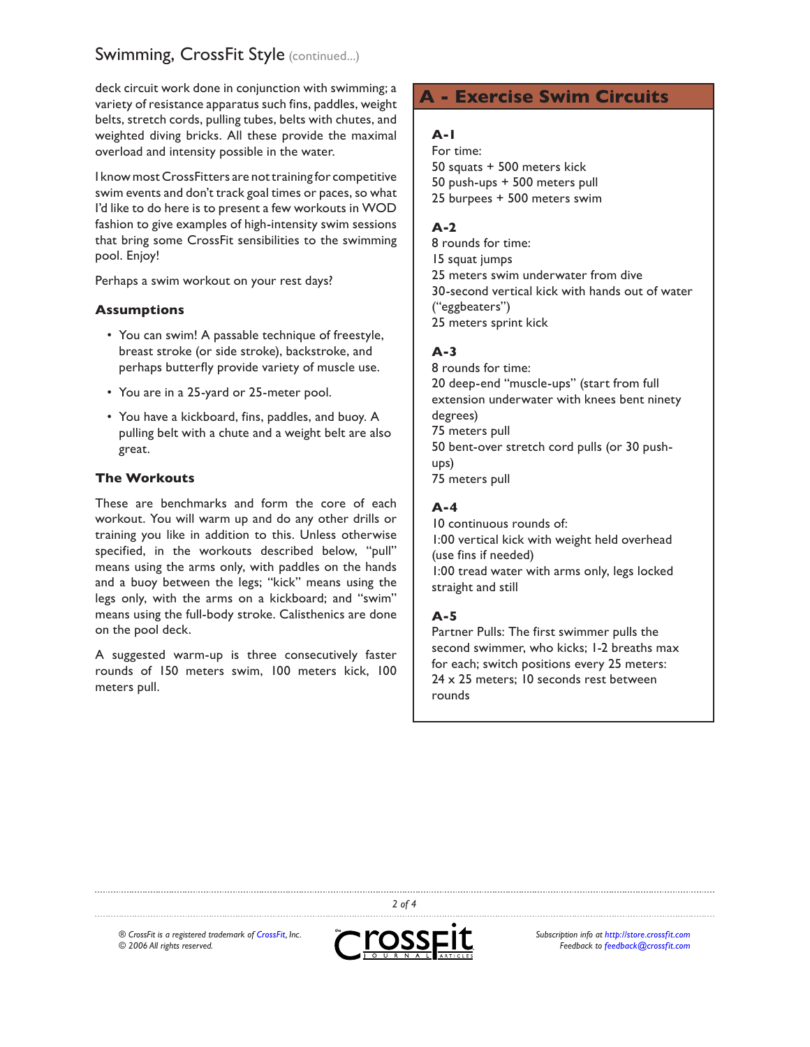deck circuit work done in conjunction with swimming; a variety of resistance apparatus such fins, paddles, weight belts, stretch cords, pulling tubes, belts with chutes, and weighted diving bricks. All these provide the maximal overload and intensity possible in the water.

I know most CrossFitters are not training for competitive swim events and don't track goal times or paces, so what I'd like to do here is to present a few workouts in WOD fashion to give examples of high-intensity swim sessions that bring some CrossFit sensibilities to the swimming pool. Enjoy!

Perhaps a swim workout on your rest days?

### Assumptions

- You can swim! A passable technique of freestyle, breast stroke (or side stroke), backstroke, and perhaps butterfly provide variety of muscle use.
- You are in a 25-yard or 25-meter pool.
- You have a kickboard, fins, paddles, and buoy. A pulling belt with a chute and a weight belt are also great.

### The Workouts

These are benchmarks and form the core of each workout. You will warm up and do any other drills or training you like in addition to this. Unless otherwise specified, in the workouts described below, "pull" means using the arms only, with paddles on the hands and a buoy between the legs; "kick" means using the legs only, with the arms on a kickboard; and "swim" means using the full-body stroke. Calisthenics are done on the pool deck.

A suggested warm-up is three consecutively faster rounds of 150 meters swim, 100 meters kick, 100 meters pull.

## A - Exercise Swim Circuits

### A-1

For time:
50 squats + 500 meters kick
50 push-ups + 500 meters pull
25 burpees + 500 meters swim

### A-2

8 rounds for time:
15 squat jumps
25 meters swim underwater from dive
30-second vertical kick with hands out of water ("eggbeaters")
25 meters sprint kick

### A-3

8 rounds for time:
20 deep-end "muscle-ups" (start from full extension underwater with knees bent ninety degrees)
75 meters pull
50 bent-over stretch cord pulls (or 30 push-ups)
75 meters pull

### A-4

10 continuous rounds of:
1:00 vertical kick with weight held overhead (use fins if needed)
1:00 tread water with arms only, legs locked straight and still

### A-5

Partner Pulls: The first swimmer pulls the second swimmer, who kicks; 1-2 breaths max for each; switch positions every 25 meters:
24 x 25 meters; 10 seconds rest between rounds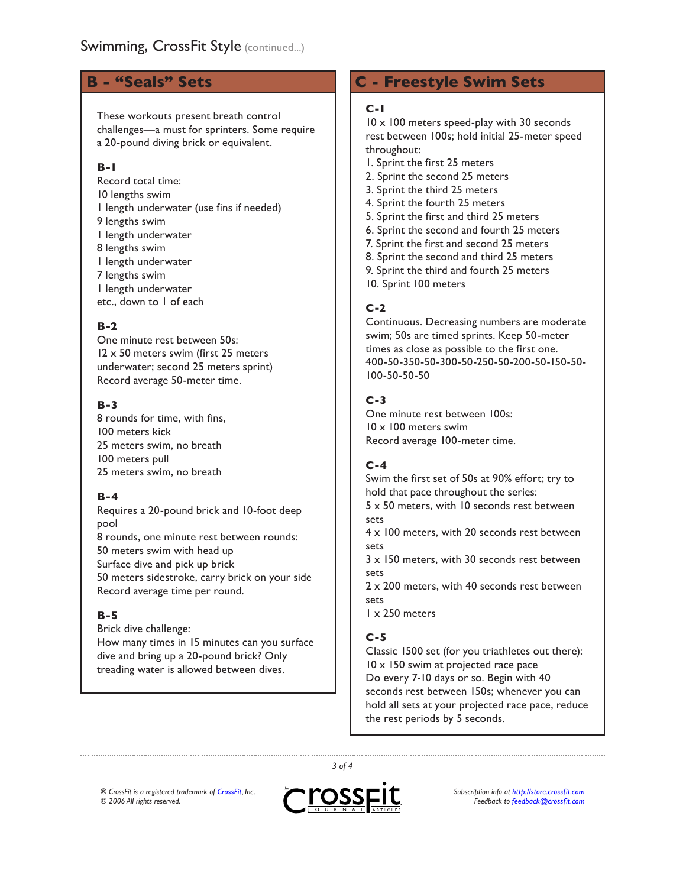## B - "Seals" Sets

These workouts present breath control challenges—a must for sprinters. Some require a 20-pound diving brick or equivalent.

**B-1**

Record total time:
10 lengths swim
1 length underwater (use fins if needed)
9 lengths swim
1 length underwater
8 lengths swim
1 length underwater
7 lengths swim
1 length underwater
etc., down to 1 of each

**B-2**

One minute rest between 50s:
12 x 50 meters swim (first 25 meters underwater; second 25 meters sprint)
Record average 50-meter time.

**B-3**

8 rounds for time, with fins,
100 meters kick
25 meters swim, no breath
100 meters pull
25 meters swim, no breath

**B-4**

Requires a 20-pound brick and 10-foot deep pool
8 rounds, one minute rest between rounds:
50 meters swim with head up
Surface dive and pick up brick
50 meters sidestroke, carry brick on your side
Record average time per round.

**B-5**

Brick dive challenge:
How many times in 15 minutes can you surface dive and bring up a 20-pound brick? Only treading water is allowed between dives.

## C - Freestyle Swim Sets

**C-1**

10 x 100 meters speed-play with 30 seconds rest between 100s; hold initial 25-meter speed throughout:

1. Sprint the first 25 meters
2. Sprint the second 25 meters
3. Sprint the third 25 meters
4. Sprint the fourth 25 meters
5. Sprint the first and third 25 meters
6. Sprint the second and fourth 25 meters
7. Sprint the first and second 25 meters
8. Sprint the second and third 25 meters
9. Sprint the third and fourth 25 meters
10. Sprint 100 meters

**C-2**

Continuous. Decreasing numbers are moderate swim; 50s are timed sprints. Keep 50-meter times as close as possible to the first one.
400-50-350-50-300-50-250-50-200-50-150-50-100-50-50-50

**C-3**

One minute rest between 100s:
10 x 100 meters swim
Record average 100-meter time.

**C-4**

Swim the first set of 50s at 90% effort; try to hold that pace throughout the series:
5 x 50 meters, with 10 seconds rest between sets
4 x 100 meters, with 20 seconds rest between sets
3 x 150 meters, with 30 seconds rest between sets
2 x 200 meters, with 40 seconds rest between sets
1 x 250 meters

**C-5**

Classic 1500 set (for you triathletes out there):
10 x 150 swim at projected race pace
Do every 7-10 days or so. Begin with 40 seconds rest between 150s; whenever you can hold all sets at your projected race pace, reduce the rest periods by 5 seconds.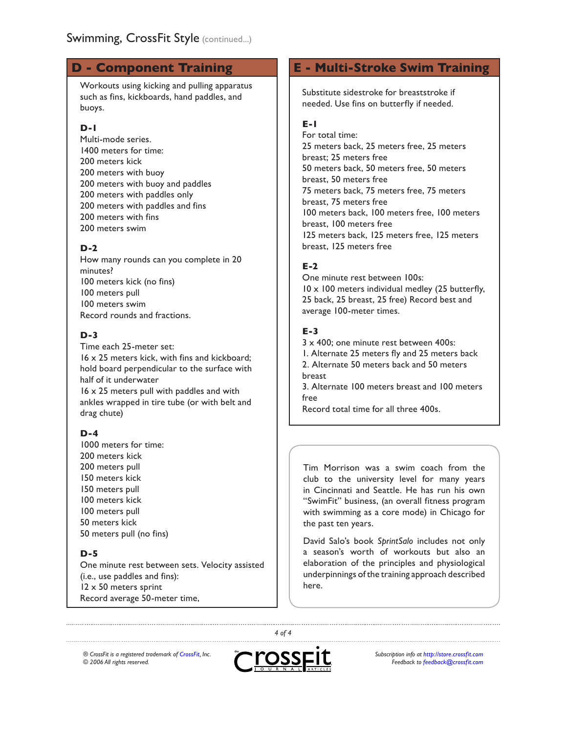## D - Component Training

Workouts using kicking and pulling apparatus such as fins, kickboards, hand paddles, and buoys.

**D-1**

Multi-mode series.
1400 meters for time:
200 meters kick
200 meters with buoy
200 meters with buoy and paddles
200 meters with paddles only
200 meters with paddles and fins
200 meters with fins
200 meters swim

**D-2**

How many rounds can you complete in 20 minutes?
100 meters kick (no fins)
100 meters pull
100 meters swim
Record rounds and fractions.

**D-3**

Time each 25-meter set:
16 x 25 meters kick, with fins and kickboard; hold board perpendicular to the surface with half of it underwater
16 x 25 meters pull with paddles and with ankles wrapped in tire tube (or with belt and drag chute)

**D-4**

1000 meters for time:
200 meters kick
200 meters pull
150 meters kick
150 meters pull
100 meters kick
100 meters pull
50 meters kick
50 meters pull (no fins)

**D-5**

One minute rest between sets. Velocity assisted (i.e., use paddles and fins):
12 x 50 meters sprint
Record average 50-meter time,

## E - Multi-Stroke Swim Training

Substitute sidestroke for breaststroke if needed. Use fins on butterfly if needed.

**E-1**

For total time:
25 meters back, 25 meters free, 25 meters breast; 25 meters free
50 meters back, 50 meters free, 50 meters breast, 50 meters free
75 meters back, 75 meters free, 75 meters breast, 75 meters free
100 meters back, 100 meters free, 100 meters breast, 100 meters free
125 meters back, 125 meters free, 125 meters breast, 125 meters free

**E-2**

One minute rest between 100s:
10 x 100 meters individual medley (25 butterfly, 25 back, 25 breast, 25 free) Record best and average 100-meter times.

**E-3**

3 x 400; one minute rest between 400s:
1. Alternate 25 meters fly and 25 meters back
2. Alternate 50 meters back and 50 meters breast
3. Alternate 100 meters breast and 100 meters free
Record total time for all three 400s.

Tim Morrison was a swim coach from the club to the university level for many years in Cincinnati and Seattle. He has run his own "SwimFit" business, (an overall fitness program with swimming as a core mode) in Chicago for the past ten years.

David Salo's book *SprintSalo* includes not only a season's worth of workouts but also an elaboration of the principles and physiological underpinnings of the training approach described here.

® CrossFit is a registered trademark of CrossFit, Inc.
© 2006 All rights reserved.

Subscription info at http://store.crossfit.com
Feedback to feedback@crossfit.com